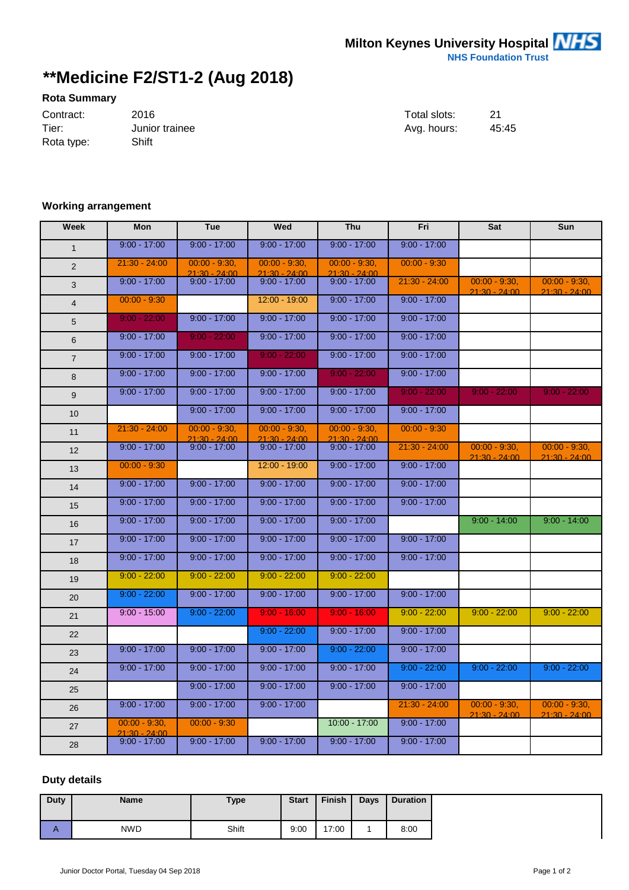Milton Keynes University Hospital NHS
NHS Foundation Trust

# **Medicine F2/ST1-2 (Aug 2018)

### Rota Summary

| | | | |
|---|---|---|---|
| Contract: | 2016 | Total slots: | 21 |
| Tier: | Junior trainee | Avg. hours: | 45:45 |
| Rota type: | Shift | | |

### Working arrangement

| Week | Mon | Tue | Wed | Thu | Fri | Sat | Sun |
|---|---|---|---|---|---|---|---|
| 1 | 9:00 - 17:00 | 9:00 - 17:00 | 9:00 - 17:00 | 9:00 - 17:00 | 9:00 - 17:00 | | |
| 2 | 21:30 - 24:00 | 00:00 - 9:30, 21:30 - 24:00 | 00:00 - 9:30, 21:30 - 24:00 | 00:00 - 9:30, 21:30 - 24:00 | 00:00 - 9:30 | | |
| 3 | 9:00 - 17:00 | 9:00 - 17:00 | 9:00 - 17:00 | 9:00 - 17:00 | 21:30 - 24:00 | 00:00 - 9:30, 21:30 - 24:00 | 00:00 - 9:30, 21:30 - 24:00 |
| 4 | 00:00 - 9:30 | | 12:00 - 19:00 | 9:00 - 17:00 | 9:00 - 17:00 | | |
| 5 | 9:00 - 22:00 | 9:00 - 17:00 | 9:00 - 17:00 | 9:00 - 17:00 | 9:00 - 17:00 | | |
| 6 | 9:00 - 17:00 | 9:00 - 22:00 | 9:00 - 17:00 | 9:00 - 17:00 | 9:00 - 17:00 | | |
| 7 | 9:00 - 17:00 | 9:00 - 17:00 | 9:00 - 22:00 | 9:00 - 17:00 | 9:00 - 17:00 | | |
| 8 | 9:00 - 17:00 | 9:00 - 17:00 | 9:00 - 17:00 | 9:00 - 22:00 | 9:00 - 17:00 | | |
| 9 | 9:00 - 17:00 | 9:00 - 17:00 | 9:00 - 17:00 | 9:00 - 17:00 | 9:00 - 22:00 | 9:00 - 22:00 | 9:00 - 22:00 |
| 10 | | 9:00 - 17:00 | 9:00 - 17:00 | 9:00 - 17:00 | 9:00 - 17:00 | | |
| 11 | 21:30 - 24:00 | 00:00 - 9:30, 21:30 - 24:00 | 00:00 - 9:30, 21:30 - 24:00 | 00:00 - 9:30, 21:30 - 24:00 | 00:00 - 9:30 | | |
| 12 | 9:00 - 17:00 | 9:00 - 17:00 | 9:00 - 17:00 | 9:00 - 17:00 | 21:30 - 24:00 | 00:00 - 9:30, 21:30 - 24:00 | 00:00 - 9:30, 21:30 - 24:00 |
| 13 | 00:00 - 9:30 | | 12:00 - 19:00 | 9:00 - 17:00 | 9:00 - 17:00 | | |
| 14 | 9:00 - 17:00 | 9:00 - 17:00 | 9:00 - 17:00 | 9:00 - 17:00 | 9:00 - 17:00 | | |
| 15 | 9:00 - 17:00 | 9:00 - 17:00 | 9:00 - 17:00 | 9:00 - 17:00 | 9:00 - 17:00 | | |
| 16 | 9:00 - 17:00 | 9:00 - 17:00 | 9:00 - 17:00 | 9:00 - 17:00 | | 9:00 - 14:00 | 9:00 - 14:00 |
| 17 | 9:00 - 17:00 | 9:00 - 17:00 | 9:00 - 17:00 | 9:00 - 17:00 | 9:00 - 17:00 | | |
| 18 | 9:00 - 17:00 | 9:00 - 17:00 | 9:00 - 17:00 | 9:00 - 17:00 | 9:00 - 17:00 | | |
| 19 | 9:00 - 22:00 | 9:00 - 22:00 | 9:00 - 22:00 | 9:00 - 22:00 | | | |
| 20 | 9:00 - 22:00 | 9:00 - 17:00 | 9:00 - 17:00 | 9:00 - 17:00 | 9:00 - 17:00 | | |
| 21 | 9:00 - 15:00 | 9:00 - 22:00 | 9:00 - 16:00 | 9:00 - 16:00 | 9:00 - 22:00 | 9:00 - 22:00 | 9:00 - 22:00 |
| 22 | | | 9:00 - 22:00 | 9:00 - 17:00 | 9:00 - 17:00 | | |
| 23 | 9:00 - 17:00 | 9:00 - 17:00 | 9:00 - 17:00 | 9:00 - 22:00 | 9:00 - 17:00 | | |
| 24 | 9:00 - 17:00 | 9:00 - 17:00 | 9:00 - 17:00 | 9:00 - 17:00 | 9:00 - 22:00 | 9:00 - 22:00 | 9:00 - 22:00 |
| 25 | | 9:00 - 17:00 | 9:00 - 17:00 | 9:00 - 17:00 | 9:00 - 17:00 | | |
| 26 | 9:00 - 17:00 | 9:00 - 17:00 | 9:00 - 17:00 | | 21:30 - 24:00 | 00:00 - 9:30, 21:30 - 24:00 | 00:00 - 9:30, 21:30 - 24:00 |
| 27 | 00:00 - 9:30, 21:30 - 24:00 | 00:00 - 9:30 | | 10:00 - 17:00 | 9:00 - 17:00 | | |
| 28 | 9:00 - 17:00 | 9:00 - 17:00 | 9:00 - 17:00 | 9:00 - 17:00 | 9:00 - 17:00 | | |

### Duty details

| Duty | Name | Type | Start | Finish | Days | Duration |
|---|---|---|---|---|---|---|
| A | NWD | Shift | 9:00 | 17:00 | 1 | 8:00 |

Junior Doctor Portal, Tuesday 04 Sep 2018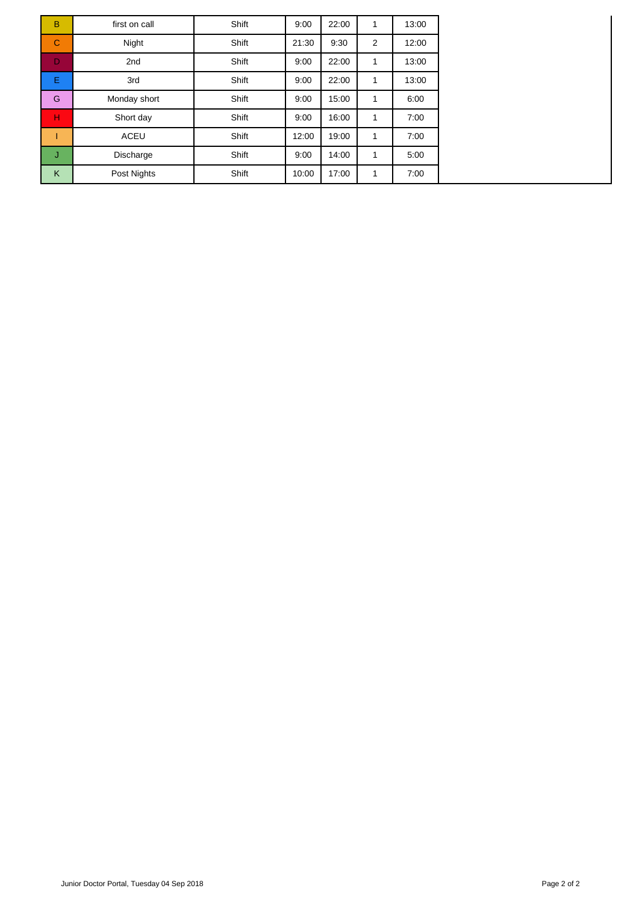| | | | | | | |
|---|---|---|---|---|---|---|
| B | first on call | Shift | 9:00 | 22:00 | 1 | 13:00 |
| C | Night | Shift | 21:30 | 9:30 | 2 | 12:00 |
| D | 2nd | Shift | 9:00 | 22:00 | 1 | 13:00 |
| E | 3rd | Shift | 9:00 | 22:00 | 1 | 13:00 |
| G | Monday short | Shift | 9:00 | 15:00 | 1 | 6:00 |
| H | Short day | Shift | 9:00 | 16:00 | 1 | 7:00 |
| I | ACEU | Shift | 12:00 | 19:00 | 1 | 7:00 |
| J | Discharge | Shift | 9:00 | 14:00 | 1 | 5:00 |
| K | Post Nights | Shift | 10:00 | 17:00 | 1 | 7:00 |